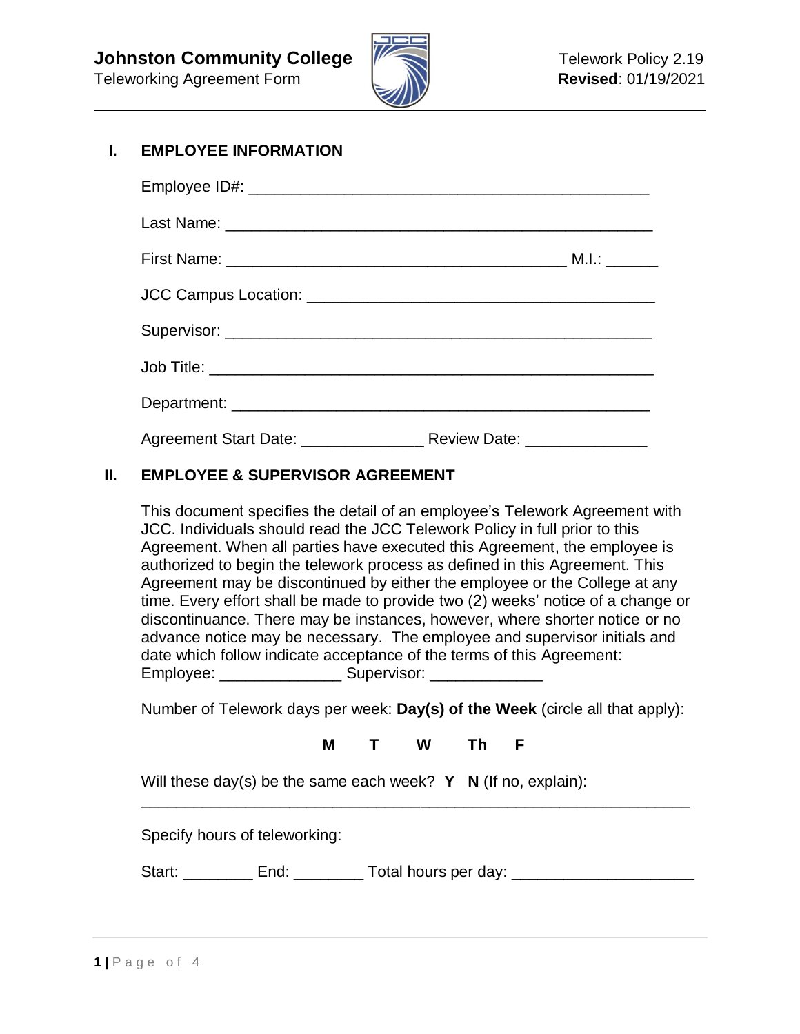**Johnston Community College**
Teleworking Agreement Form

Telework Policy 2.19
**Revised**: 01/19/2021

## I. EMPLOYEE INFORMATION

Employee ID#: _______________________________________________

Last Name: _________________________________________________

First Name: ________________________________________ M.I.: ______

JCC Campus Location: _________________________________________

Supervisor: _________________________________________________

Job Title: ___________________________________________________

Department: _________________________________________________

Agreement Start Date: ______________ Review Date: ______________

## II. EMPLOYEE & SUPERVISOR AGREEMENT

This document specifies the detail of an employee's Telework Agreement with JCC. Individuals should read the JCC Telework Policy in full prior to this Agreement. When all parties have executed this Agreement, the employee is authorized to begin the telework process as defined in this Agreement. This Agreement may be discontinued by either the employee or the College at any time. Every effort shall be made to provide two (2) weeks' notice of a change or discontinuance. There may be instances, however, where shorter notice or no advance notice may be necessary. The employee and supervisor initials and date which follow indicate acceptance of the terms of this Agreement:
Employee: ______________ Supervisor: _____________

Number of Telework days per week: **Day(s) of the Week** (circle all that apply):

**M T W Th F**

Will these day(s) be the same each week? **Y N** (If no, explain):
_______________________________________________________________

Specify hours of teleworking:

Start: ________ End: ________ Total hours per day: ____________________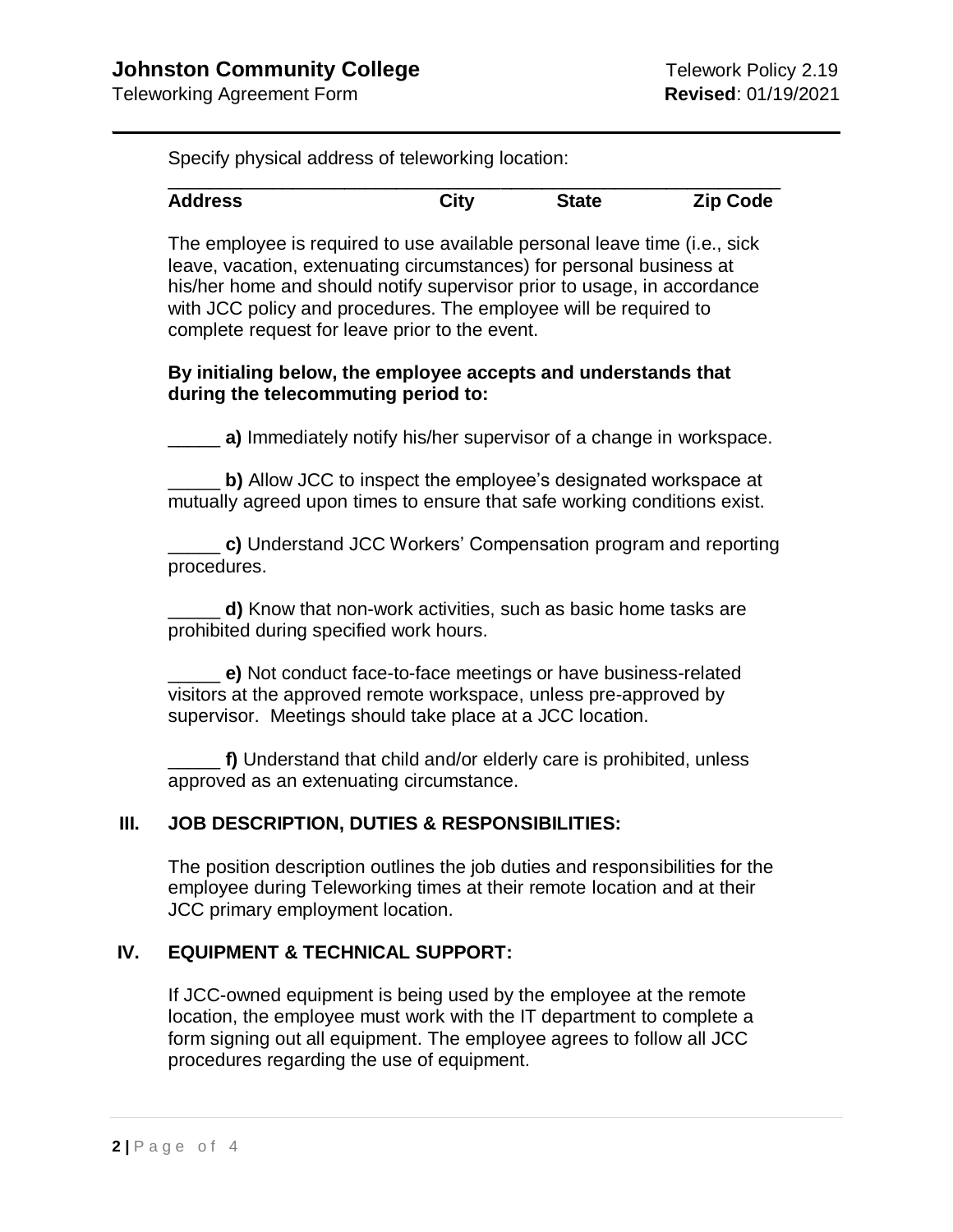Specify physical address of teleworking location:

\_\_\_\_\_\_\_\_\_\_\_\_\_\_\_\_\_\_\_\_\_\_\_\_\_\_\_\_\_\_\_\_\_\_\_\_\_\_\_\_\_\_\_\_\_\_\_\_\_\_\_\_\_\_\_\_\_\_\_\_

**Address** **City** **State** **Zip Code**

The employee is required to use available personal leave time (i.e., sick leave, vacation, extenuating circumstances) for personal business at his/her home and should notify supervisor prior to usage, in accordance with JCC policy and procedures. The employee will be required to complete request for leave prior to the event.

**By initialing below, the employee accepts and understands that during the telecommuting period to:**

_____ **a)** Immediately notify his/her supervisor of a change in workspace.

_____ **b)** Allow JCC to inspect the employee's designated workspace at mutually agreed upon times to ensure that safe working conditions exist.

_____ **c)** Understand JCC Workers' Compensation program and reporting procedures.

_____ **d)** Know that non-work activities, such as basic home tasks are prohibited during specified work hours.

_____ **e)** Not conduct face-to-face meetings or have business-related visitors at the approved remote workspace, unless pre-approved by supervisor. Meetings should take place at a JCC location.

_____ **f)** Understand that child and/or elderly care is prohibited, unless approved as an extenuating circumstance.

## III. JOB DESCRIPTION, DUTIES & RESPONSIBILITIES:

The position description outlines the job duties and responsibilities for the employee during Teleworking times at their remote location and at their JCC primary employment location.

## IV. EQUIPMENT & TECHNICAL SUPPORT:

If JCC-owned equipment is being used by the employee at the remote location, the employee must work with the IT department to complete a form signing out all equipment. The employee agrees to follow all JCC procedures regarding the use of equipment.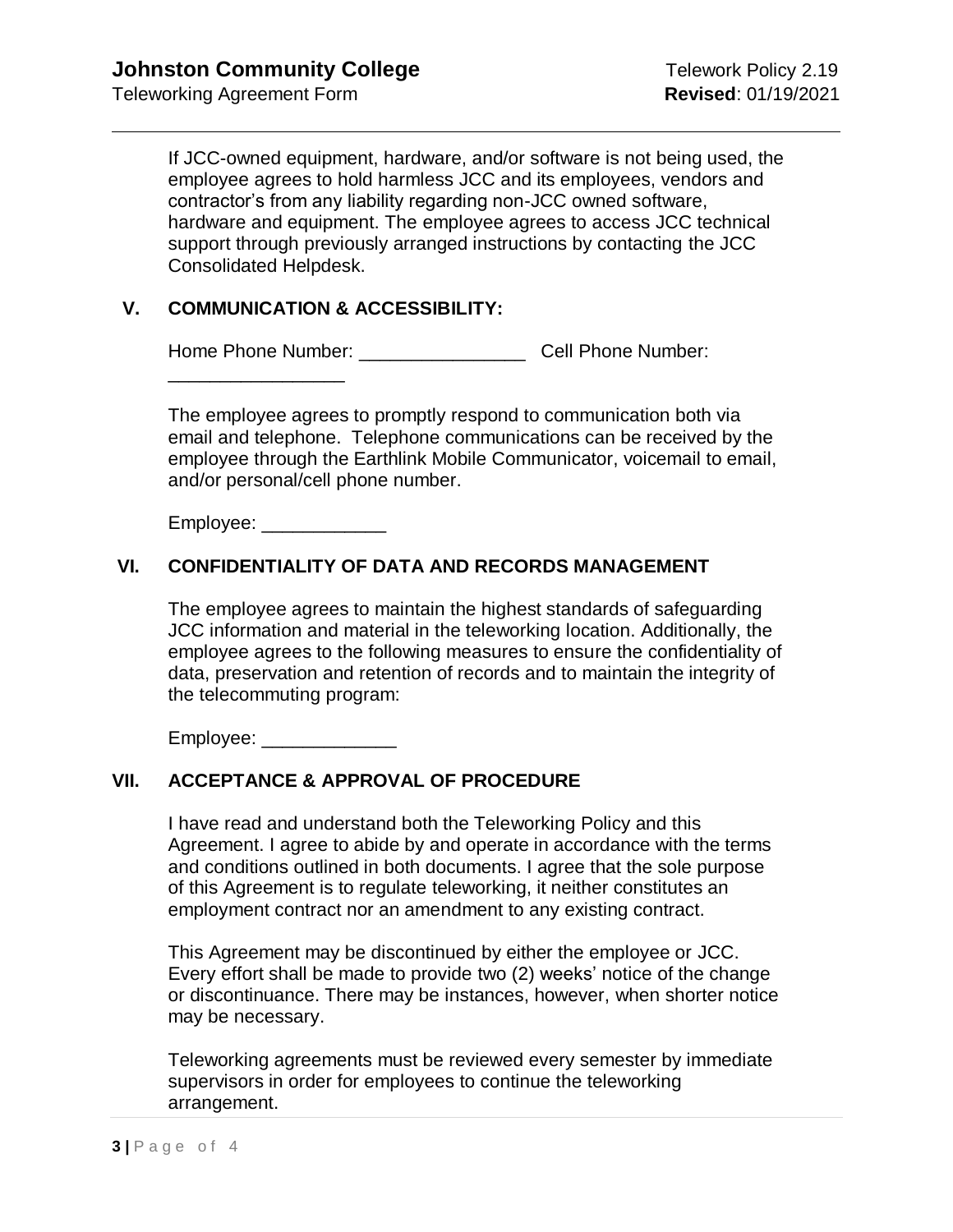If JCC-owned equipment, hardware, and/or software is not being used, the employee agrees to hold harmless JCC and its employees, vendors and contractor's from any liability regarding non-JCC owned software, hardware and equipment. The employee agrees to access JCC technical support through previously arranged instructions by contacting the JCC Consolidated Helpdesk.

## V. COMMUNICATION & ACCESSIBILITY:

Home Phone Number: ________________ Cell Phone Number: _________________

The employee agrees to promptly respond to communication both via email and telephone. Telephone communications can be received by the employee through the Earthlink Mobile Communicator, voicemail to email, and/or personal/cell phone number.

Employee: ____________

## VI. CONFIDENTIALITY OF DATA AND RECORDS MANAGEMENT

The employee agrees to maintain the highest standards of safeguarding JCC information and material in the teleworking location. Additionally, the employee agrees to the following measures to ensure the confidentiality of data, preservation and retention of records and to maintain the integrity of the telecommuting program:

Employee: _____________

## VII. ACCEPTANCE & APPROVAL OF PROCEDURE

I have read and understand both the Teleworking Policy and this Agreement. I agree to abide by and operate in accordance with the terms and conditions outlined in both documents. I agree that the sole purpose of this Agreement is to regulate teleworking, it neither constitutes an employment contract nor an amendment to any existing contract.

This Agreement may be discontinued by either the employee or JCC. Every effort shall be made to provide two (2) weeks' notice of the change or discontinuance. There may be instances, however, when shorter notice may be necessary.

Teleworking agreements must be reviewed every semester by immediate supervisors in order for employees to continue the teleworking arrangement.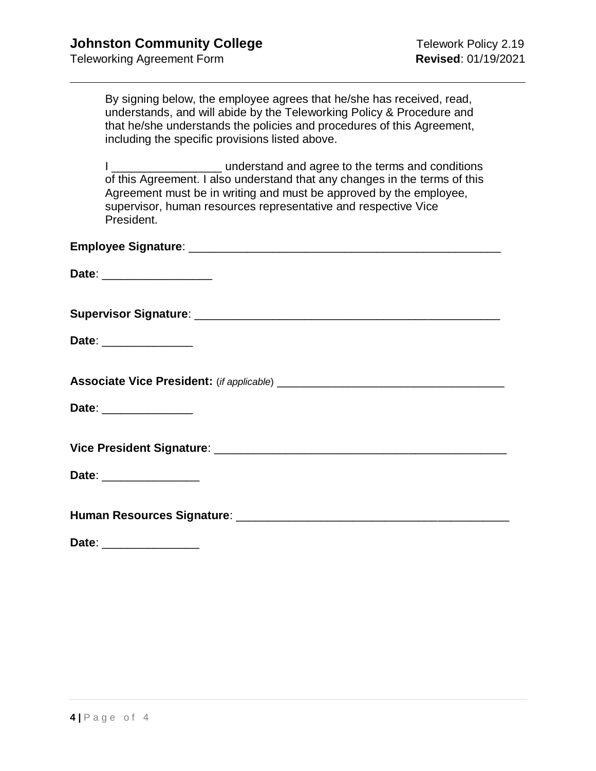By signing below, the employee agrees that he/she has received, read, understands, and will abide by the Teleworking Policy & Procedure and that he/she understands the policies and procedures of this Agreement, including the specific provisions listed above.

I _________________ understand and agree to the terms and conditions of this Agreement. I also understand that any changes in the terms of this Agreement must be in writing and must be approved by the employee, supervisor, human resources representative and respective Vice President.

**Employee Signature**: _________________________________________________

**Date**: _________________

**Supervisor Signature**: _______________________________________________

**Date**: ______________

**Associate Vice President:** (*if applicable*) ___________________________________

**Date**: ______________

**Vice President Signature**: ____________________________________________

**Date**: _______________

**Human Resources Signature**: __________________________________________

**Date**: _______________